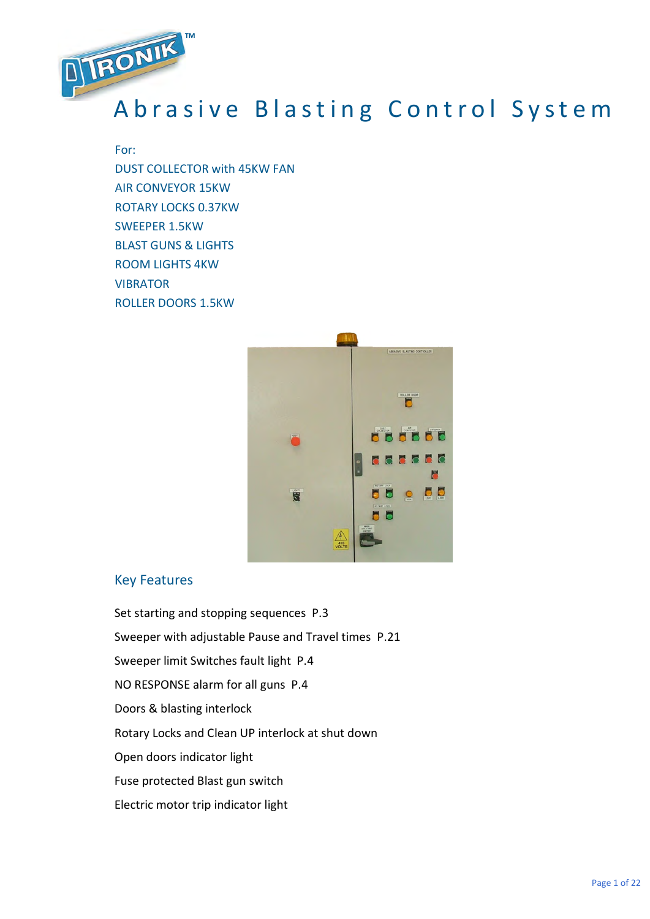# Abrasive Blasting Control System

For:
DUST COLLECTOR with 45KW FAN
AIR CONVEYOR 15KW
ROTARY LOCKS 0.37KW
SWEEPER 1.5KW
BLAST GUNS & LIGHTS
ROOM LIGHTS 4KW
VIBRATOR
ROLLER DOORS 1.5KW

## Key Features

Set starting and stopping sequences P.3

Sweeper with adjustable Pause and Travel times P.21

Sweeper limit Switches fault light P.4

NO RESPONSE alarm for all guns P.4

Doors & blasting interlock

Rotary Locks and Clean UP interlock at shut down

Open doors indicator light

Fuse protected Blast gun switch

Electric motor trip indicator light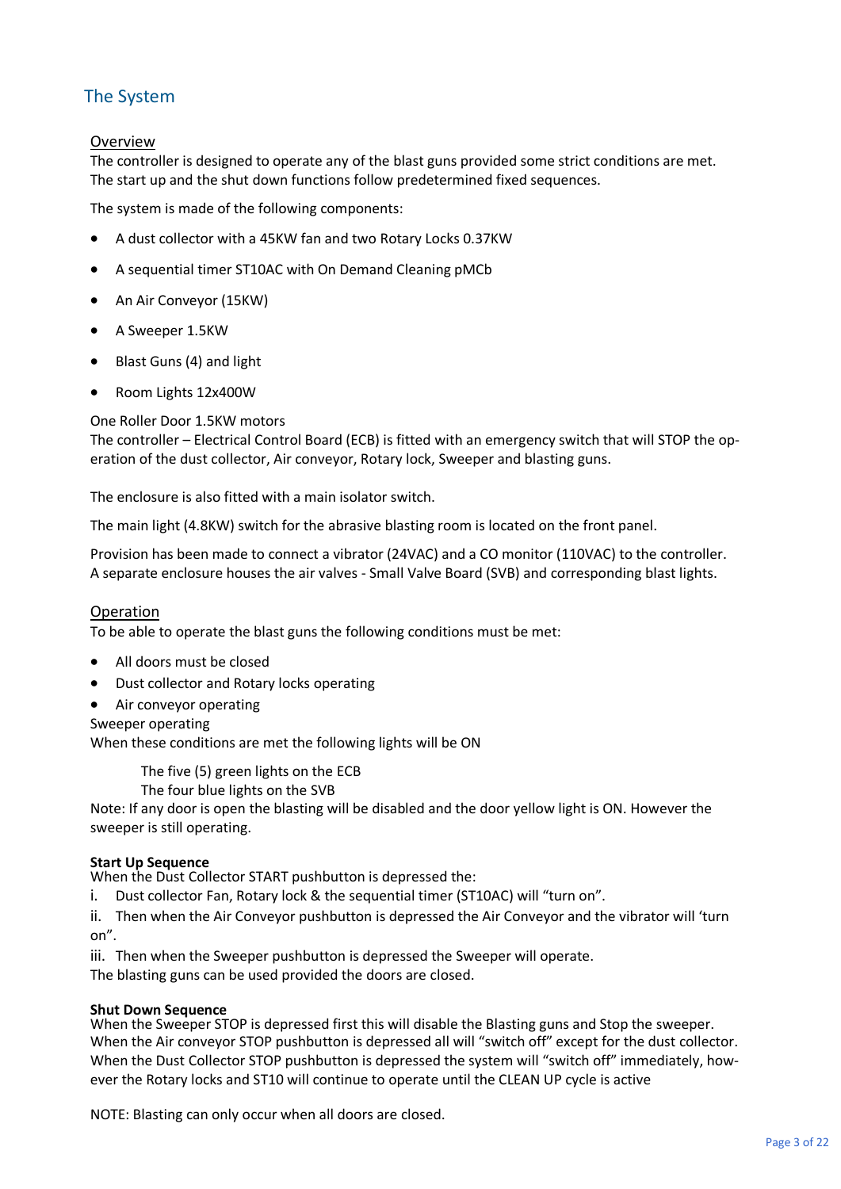## The System

### Overview

The controller is designed to operate any of the blast guns provided some strict conditions are met. The start up and the shut down functions follow predetermined fixed sequences.

The system is made of the following components:

- A dust collector with a 45KW fan and two Rotary Locks 0.37KW
- A sequential timer ST10AC with On Demand Cleaning pMCb
- An Air Conveyor (15KW)
- A Sweeper 1.5KW
- Blast Guns (4) and light
- Room Lights 12x400W

One Roller Door 1.5KW motors
The controller – Electrical Control Board (ECB) is fitted with an emergency switch that will STOP the operation of the dust collector, Air conveyor, Rotary lock, Sweeper and blasting guns.

The enclosure is also fitted with a main isolator switch.

The main light (4.8KW) switch for the abrasive blasting room is located on the front panel.

Provision has been made to connect a vibrator (24VAC) and a CO monitor (110VAC) to the controller. A separate enclosure houses the air valves - Small Valve Board (SVB) and corresponding blast lights.

### Operation

To be able to operate the blast guns the following conditions must be met:

- All doors must be closed
- Dust collector and Rotary locks operating
- Air conveyor operating

Sweeper operating
When these conditions are met the following lights will be ON

> The five (5) green lights on the ECB
> The four blue lights on the SVB

Note: If any door is open the blasting will be disabled and the door yellow light is ON. However the sweeper is still operating.

**Start Up Sequence**
When the Dust Collector START pushbutton is depressed the:

i. Dust collector Fan, Rotary lock & the sequential timer (ST10AC) will "turn on".

ii. Then when the Air Conveyor pushbutton is depressed the Air Conveyor and the vibrator will 'turn on".

iii. Then when the Sweeper pushbutton is depressed the Sweeper will operate.

The blasting guns can be used provided the doors are closed.

**Shut Down Sequence**
When the Sweeper STOP is depressed first this will disable the Blasting guns and Stop the sweeper.
When the Air conveyor STOP pushbutton is depressed all will "switch off" except for the dust collector.
When the Dust Collector STOP pushbutton is depressed the system will "switch off" immediately, however the Rotary locks and ST10 will continue to operate until the CLEAN UP cycle is active

NOTE: Blasting can only occur when all doors are closed.